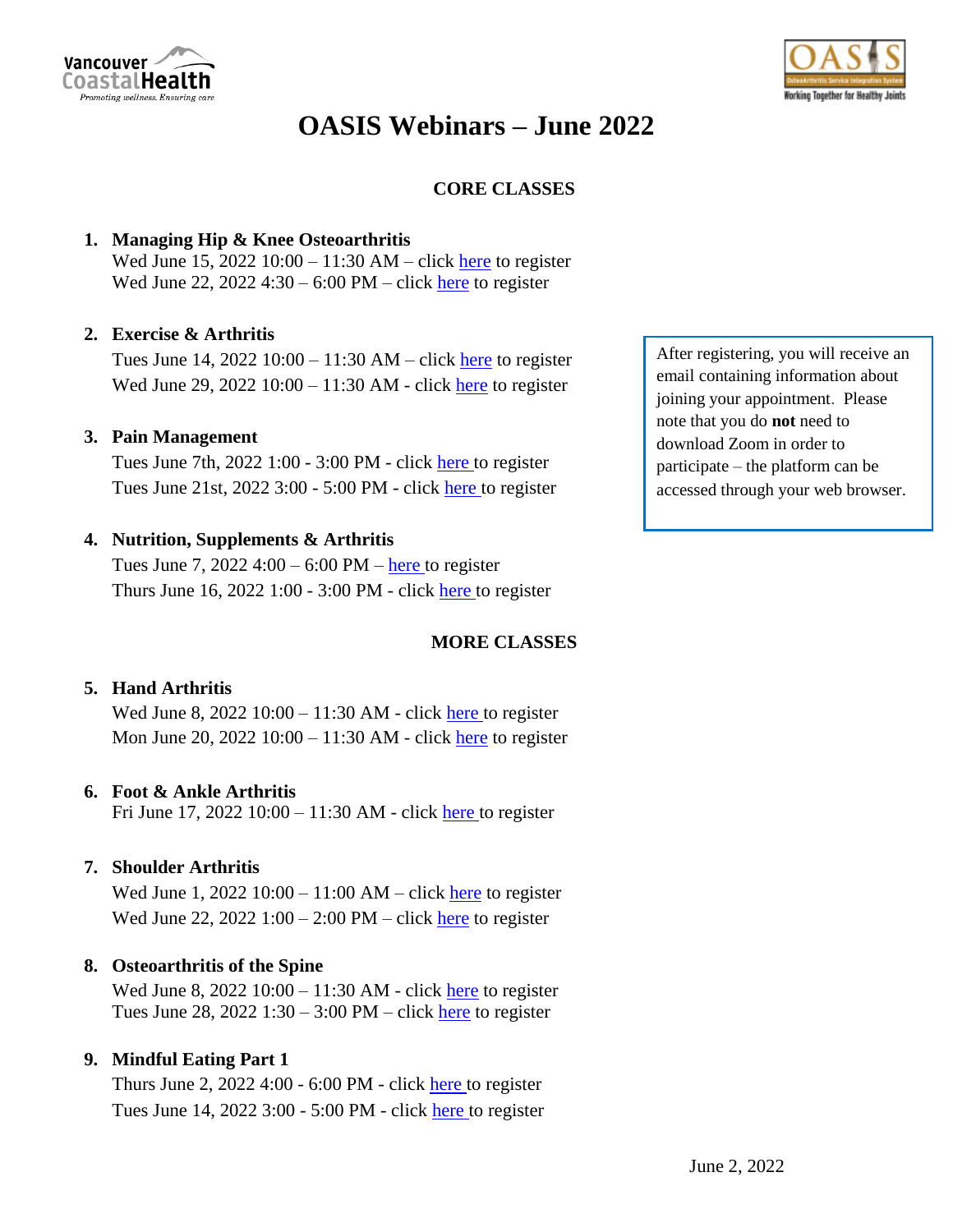Vancouver Coastal Health
*Promoting wellness. Ensuring care*

OASIS
OsteoArthritis Service Integration System
Working Together for Healthy Joints

# OASIS Webinars – June 2022

## CORE CLASSES

1. **Managing Hip & Knee Osteoarthritis**
   Wed June 15, 2022 10:00 – 11:30 AM – click here to register
   Wed June 22, 2022 4:30 – 6:00 PM – click here to register

2. **Exercise & Arthritis**
   Tues June 14, 2022 10:00 – 11:30 AM – click here to register
   Wed June 29, 2022 10:00 – 11:30 AM - click here to register

3. **Pain Management**
   Tues June 7th, 2022 1:00 - 3:00 PM - click here to register
   Tues June 21st, 2022 3:00 - 5:00 PM - click here to register

4. **Nutrition, Supplements & Arthritis**
   Tues June 7, 2022 4:00 – 6:00 PM – here to register
   Thurs June 16, 2022 1:00 - 3:00 PM - click here to register

After registering, you will receive an email containing information about joining your appointment. Please note that you do **not** need to download Zoom in order to participate – the platform can be accessed through your web browser.

## MORE CLASSES

5. **Hand Arthritis**
   Wed June 8, 2022 10:00 – 11:30 AM - click here to register
   Mon June 20, 2022 10:00 – 11:30 AM - click here to register

6. **Foot & Ankle Arthritis**
   Fri June 17, 2022 10:00 – 11:30 AM - click here to register

7. **Shoulder Arthritis**
   Wed June 1, 2022 10:00 – 11:00 AM – click here to register
   Wed June 22, 2022 1:00 – 2:00 PM – click here to register

8. **Osteoarthritis of the Spine**
   Wed June 8, 2022 10:00 – 11:30 AM - click here to register
   Tues June 28, 2022 1:30 – 3:00 PM – click here to register

9. **Mindful Eating Part 1**
   Thurs June 2, 2022 4:00 - 6:00 PM - click here to register
   Tues June 14, 2022 3:00 - 5:00 PM - click here to register

June 2, 2022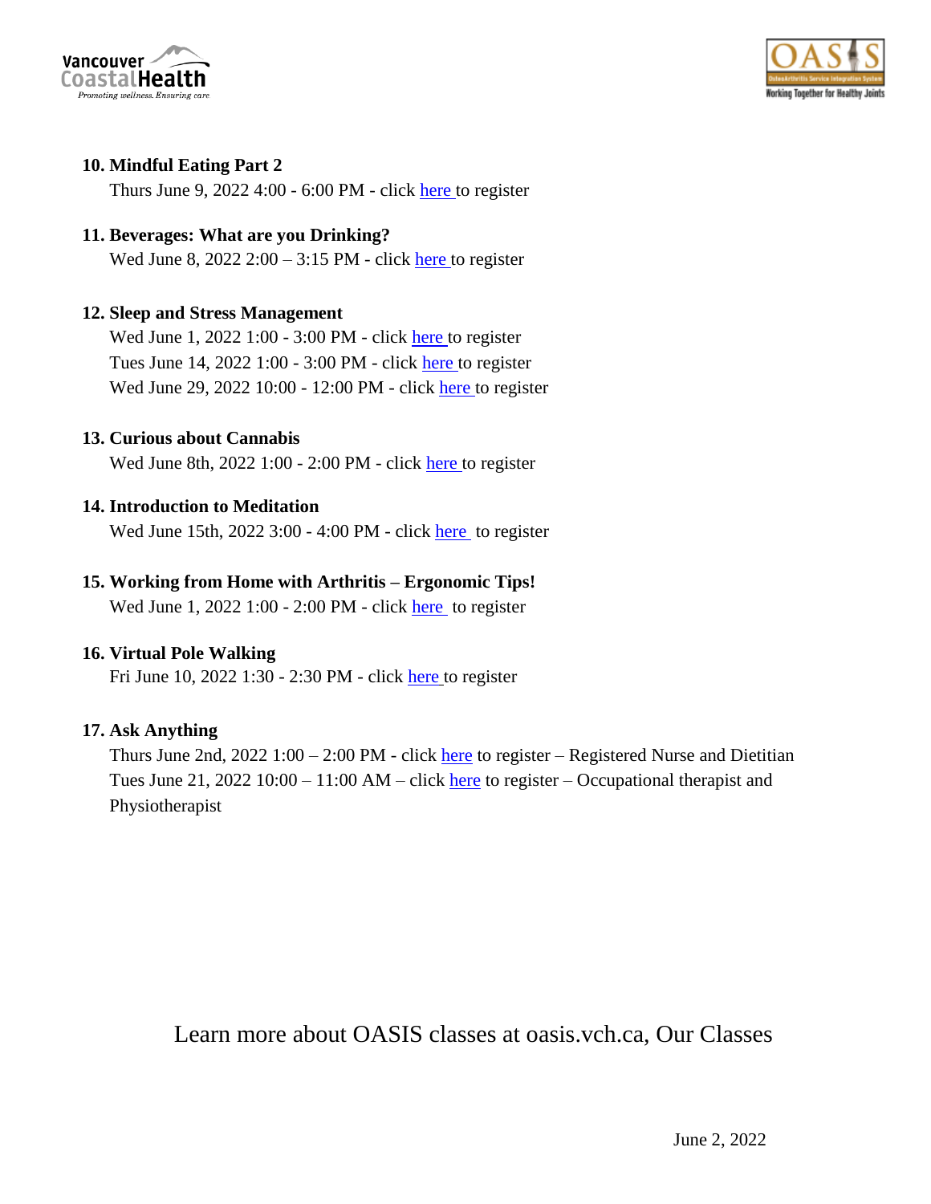10. **Mindful Eating Part 2**
    Thurs June 9, 2022 4:00 - 6:00 PM - click here to register

11. **Beverages: What are you Drinking?**
    Wed June 8, 2022 2:00 – 3:15 PM - click here to register

12. **Sleep and Stress Management**
    Wed June 1, 2022 1:00 - 3:00 PM - click here to register
    Tues June 14, 2022 1:00 - 3:00 PM - click here to register
    Wed June 29, 2022 10:00 - 12:00 PM - click here to register

13. **Curious about Cannabis**
    Wed June 8th, 2022 1:00 - 2:00 PM - click here to register

14. **Introduction to Meditation**
    Wed June 15th, 2022 3:00 - 4:00 PM - click here to register

15. **Working from Home with Arthritis – Ergonomic Tips!**
    Wed June 1, 2022 1:00 - 2:00 PM - click here to register

16. **Virtual Pole Walking**
    Fri June 10, 2022 1:30 - 2:30 PM - click here to register

17. **Ask Anything**
    Thurs June 2nd, 2022 1:00 – 2:00 PM - click here to register – Registered Nurse and Dietitian
    Tues June 21, 2022 10:00 – 11:00 AM – click here to register – Occupational therapist and Physiotherapist

Learn more about OASIS classes at oasis.vch.ca, Our Classes

June 2, 2022